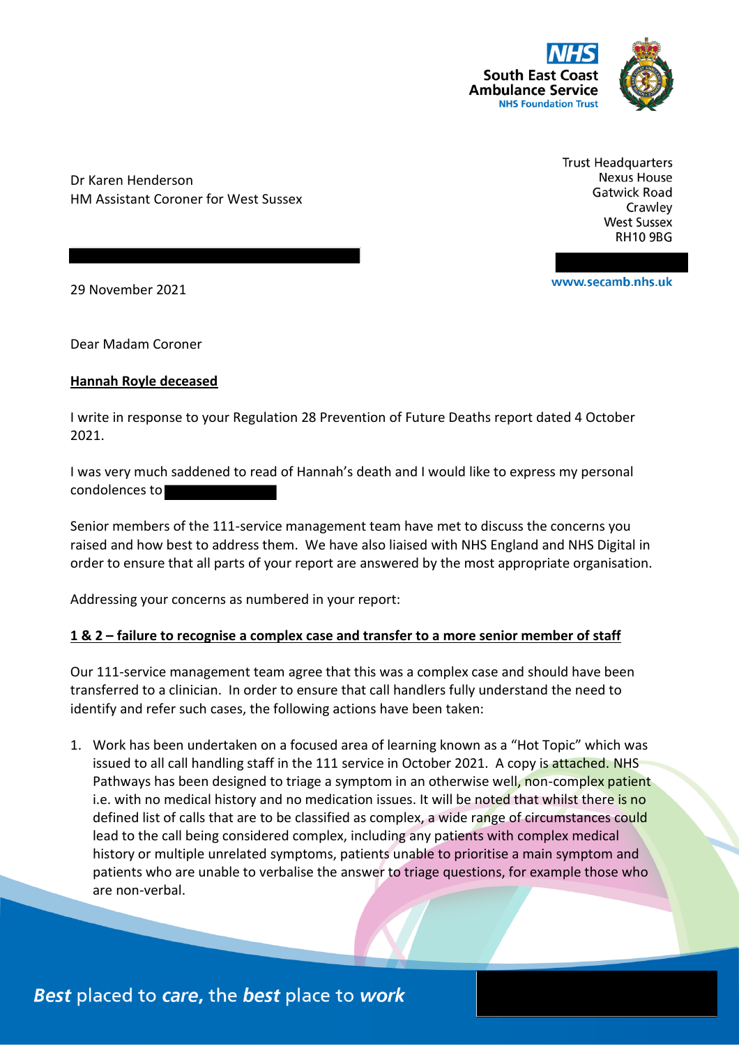South East Coast Ambulance Service
NHS Foundation Trust

Dr Karen Henderson
HM Assistant Coroner for West Sussex

Trust Headquarters
Nexus House
Gatwick Road
Crawley
West Sussex
RH10 9BG

www.secamb.nhs.uk

29 November 2021

Dear Madam Coroner

**Hannah Royle deceased**

I write in response to your Regulation 28 Prevention of Future Deaths report dated 4 October 2021.

I was very much saddened to read of Hannah's death and I would like to express my personal condolences to

Senior members of the 111-service management team have met to discuss the concerns you raised and how best to address them. We have also liaised with NHS England and NHS Digital in order to ensure that all parts of your report are answered by the most appropriate organisation.

Addressing your concerns as numbered in your report:

**1 & 2 – failure to recognise a complex case and transfer to a more senior member of staff**

Our 111-service management team agree that this was a complex case and should have been transferred to a clinician. In order to ensure that call handlers fully understand the need to identify and refer such cases, the following actions have been taken:

1. Work has been undertaken on a focused area of learning known as a "Hot Topic" which was issued to all call handling staff in the 111 service in October 2021. A copy is attached. NHS Pathways has been designed to triage a symptom in an otherwise well, non-complex patient i.e. with no medical history and no medication issues. It will be noted that whilst there is no defined list of calls that are to be classified as complex, a wide range of circumstances could lead to the call being considered complex, including any patients with complex medical history or multiple unrelated symptoms, patients unable to prioritise a main symptom and patients who are unable to verbalise the answer to triage questions, for example those who are non-verbal.

*Best* placed to *care*, the *best* place to *work*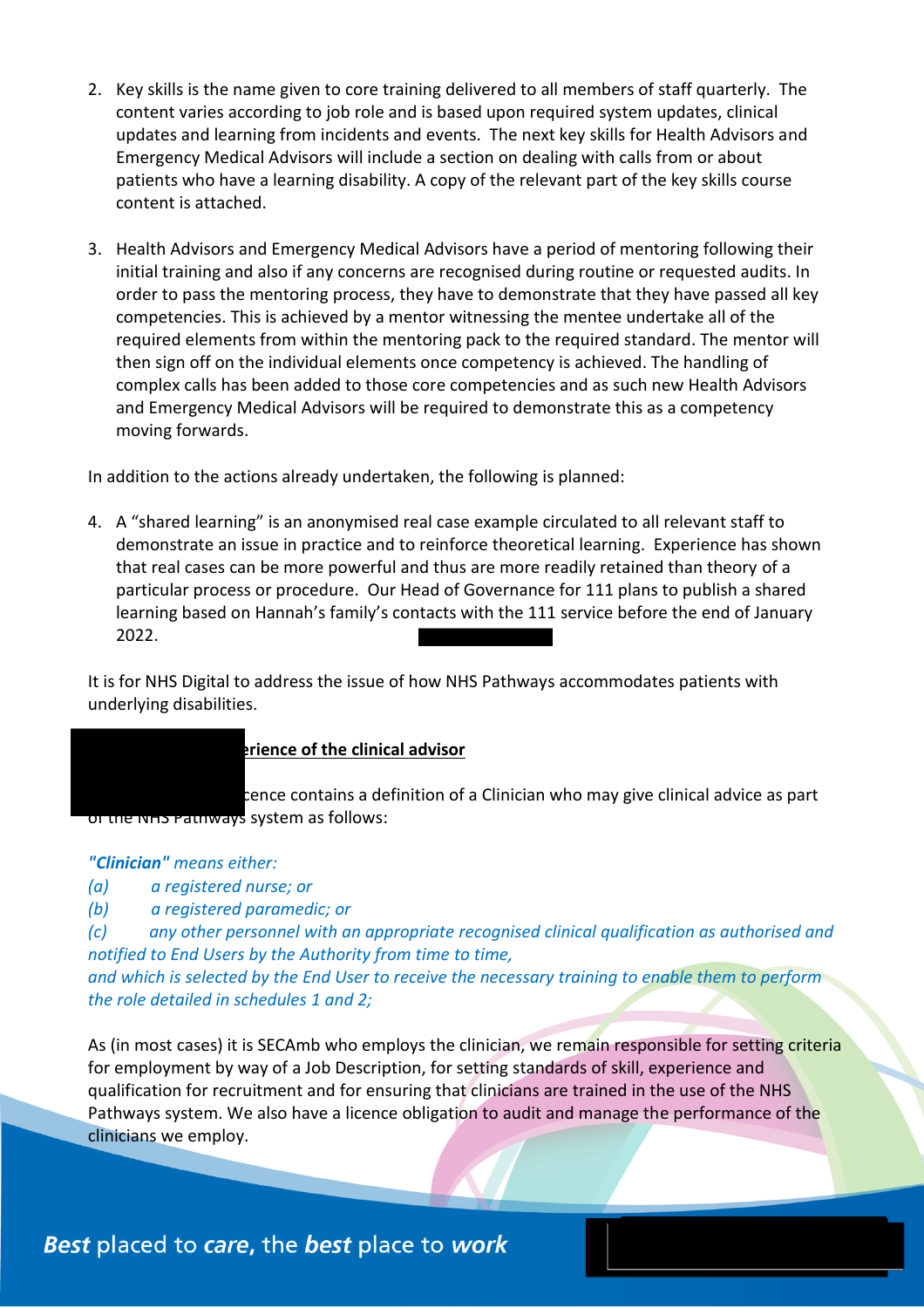2. Key skills is the name given to core training delivered to all members of staff quarterly. The content varies according to job role and is based upon required system updates, clinical updates and learning from incidents and events. The next key skills for Health Advisors and Emergency Medical Advisors will include a section on dealing with calls from or about patients who have a learning disability. A copy of the relevant part of the key skills course content is attached.

3. Health Advisors and Emergency Medical Advisors have a period of mentoring following their initial training and also if any concerns are recognised during routine or requested audits. In order to pass the mentoring process, they have to demonstrate that they have passed all key competencies. This is achieved by a mentor witnessing the mentee undertake all of the required elements from within the mentoring pack to the required standard. The mentor will then sign off on the individual elements once competency is achieved. The handling of complex calls has been added to those core competencies and as such new Health Advisors and Emergency Medical Advisors will be required to demonstrate this as a competency moving forwards.

In addition to the actions already undertaken, the following is planned:

4. A "shared learning" is an anonymised real case example circulated to all relevant staff to demonstrate an issue in practice and to reinforce theoretical learning. Experience has shown that real cases can be more powerful and thus are more readily retained than theory of a particular process or procedure. Our Head of Governance for 111 plans to publish a shared learning based on Hannah's family's contacts with the 111 service before the end of January 2022.

It is for NHS Digital to address the issue of how NHS Pathways accommodates patients with underlying disabilities.

**erience of the clinical advisor**

ence contains a definition of a Clinician who may give clinical advice as part of the NHS Pathways system as follows:

***"Clinician"** means either:*
*(a) a registered nurse; or*
*(b) a registered paramedic; or*
*(c) any other personnel with an appropriate recognised clinical qualification as authorised and notified to End Users by the Authority from time to time,*
*and which is selected by the End User to receive the necessary training to enable them to perform the role detailed in schedules 1 and 2;*

As (in most cases) it is SECAmb who employs the clinician, we remain responsible for setting criteria for employment by way of a Job Description, for setting standards of skill, experience and qualification for recruitment and for ensuring that clinicians are trained in the use of the NHS Pathways system. We also have a licence obligation to audit and manage the performance of the clinicians we employ.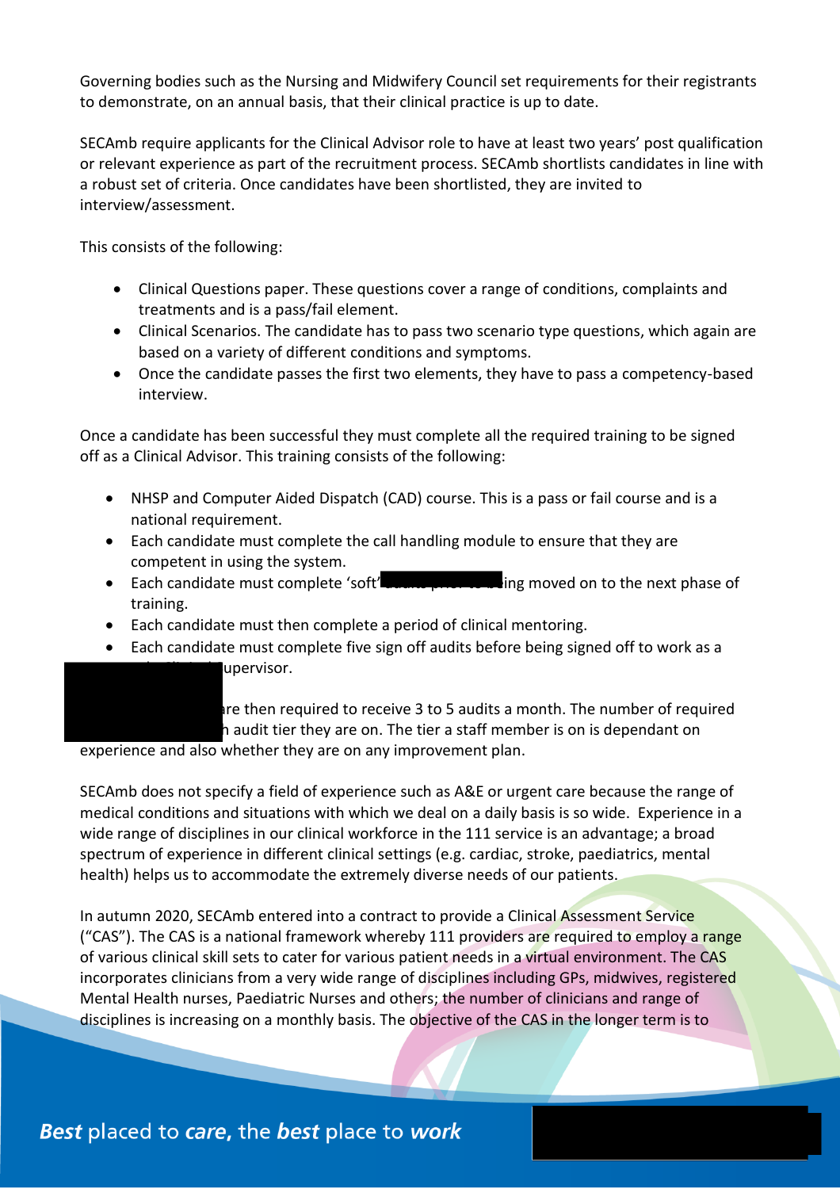Governing bodies such as the Nursing and Midwifery Council set requirements for their registrants to demonstrate, on an annual basis, that their clinical practice is up to date.

SECAmb require applicants for the Clinical Advisor role to have at least two years' post qualification or relevant experience as part of the recruitment process. SECAmb shortlists candidates in line with a robust set of criteria. Once candidates have been shortlisted, they are invited to interview/assessment.

This consists of the following:

- Clinical Questions paper. These questions cover a range of conditions, complaints and treatments and is a pass/fail element.
- Clinical Scenarios. The candidate has to pass two scenario type questions, which again are based on a variety of different conditions and symptoms.
- Once the candidate passes the first two elements, they have to pass a competency-based interview.

Once a candidate has been successful they must complete all the required training to be signed off as a Clinical Advisor. This training consists of the following:

- NHSP and Computer Aided Dispatch (CAD) course. This is a pass or fail course and is a national requirement.
- Each candidate must complete the call handling module to ensure that they are competent in using the system.
- Each candidate must complete 'soft' ing moved on to the next phase of training.
- Each candidate must then complete a period of clinical mentoring.
- Each candidate must complete five sign off audits before being signed off to work as a upervisor.

re then required to receive 3 to 5 audits a month. The number of required audit tier they are on. The tier a staff member is on is dependant on experience and also whether they are on any improvement plan.

SECAmb does not specify a field of experience such as A&E or urgent care because the range of medical conditions and situations with which we deal on a daily basis is so wide. Experience in a wide range of disciplines in our clinical workforce in the 111 service is an advantage; a broad spectrum of experience in different clinical settings (e.g. cardiac, stroke, paediatrics, mental health) helps us to accommodate the extremely diverse needs of our patients.

In autumn 2020, SECAmb entered into a contract to provide a Clinical Assessment Service ("CAS"). The CAS is a national framework whereby 111 providers are required to employ a range of various clinical skill sets to cater for various patient needs in a virtual environment. The CAS incorporates clinicians from a very wide range of disciplines including GPs, midwives, registered Mental Health nurses, Paediatric Nurses and others; the number of clinicians and range of disciplines is increasing on a monthly basis. The objective of the CAS in the longer term is to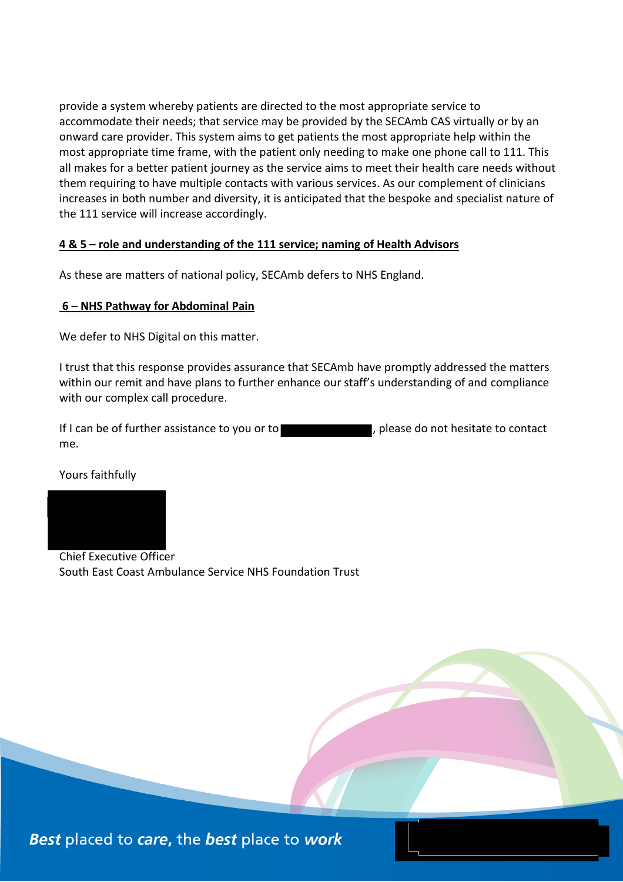provide a system whereby patients are directed to the most appropriate service to accommodate their needs; that service may be provided by the SECAmb CAS virtually or by an onward care provider. This system aims to get patients the most appropriate help within the most appropriate time frame, with the patient only needing to make one phone call to 111. This all makes for a better patient journey as the service aims to meet their health care needs without them requiring to have multiple contacts with various services. As our complement of clinicians increases in both number and diversity, it is anticipated that the bespoke and specialist nature of the 111 service will increase accordingly.

**4 & 5 – role and understanding of the 111 service; naming of Health Advisors**

As these are matters of national policy, SECAmb defers to NHS England.

**6 – NHS Pathway for Abdominal Pain**

We defer to NHS Digital on this matter.

I trust that this response provides assurance that SECAmb have promptly addressed the matters within our remit and have plans to further enhance our staff's understanding of and compliance with our complex call procedure.

If I can be of further assistance to you or to [REDACTED], please do not hesitate to contact me.

Yours faithfully

[REDACTED]

Chief Executive Officer
South East Coast Ambulance Service NHS Foundation Trust

***Best*** placed to ***care***, the ***best*** place to ***work***